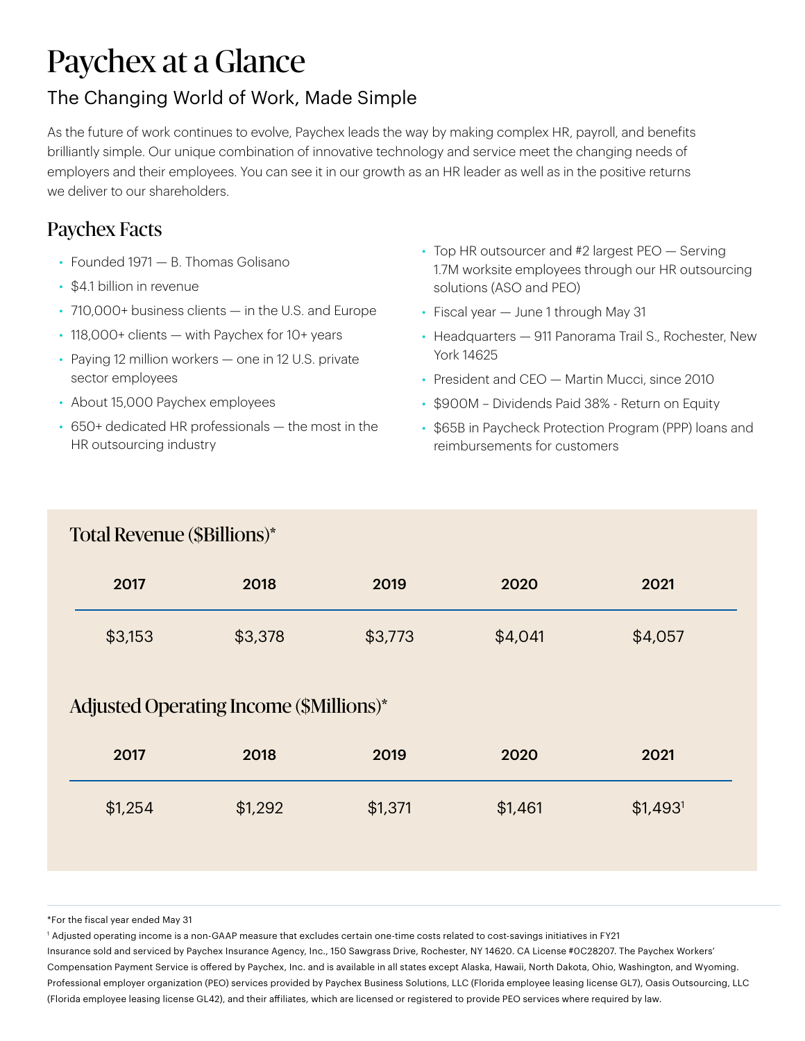# Paychex at a Glance

## The Changing World of Work, Made Simple

As the future of work continues to evolve, Paychex leads the way by making complex HR, payroll, and benefits brilliantly simple. Our unique combination of innovative technology and service meet the changing needs of employers and their employees. You can see it in our growth as an HR leader as well as in the positive returns we deliver to our shareholders.

## Paychex Facts

- Founded 1971 — B. Thomas Golisano
- $4.1 billion in revenue
- 710,000+ business clients — in the U.S. and Europe
- 118,000+ clients — with Paychex for 10+ years
- Paying 12 million workers — one in 12 U.S. private sector employees
- About 15,000 Paychex employees
- 650+ dedicated HR professionals — the most in the HR outsourcing industry
- Top HR outsourcer and #2 largest PEO — Serving 1.7M worksite employees through our HR outsourcing solutions (ASO and PEO)
- Fiscal year — June 1 through May 31
- Headquarters — 911 Panorama Trail S., Rochester, New York 14625
- President and CEO — Martin Mucci, since 2010
- $900M – Dividends Paid 38% - Return on Equity
- $65B in Paycheck Protection Program (PPP) loans and reimbursements for customers

### Total Revenue ($Billions)*

| 2017 | 2018 | 2019 | 2020 | 2021 |
|---|---|---|---|---|
| $3,153 | $3,378 | $3,773 | $4,041 | $4,057 |

### Adjusted Operating Income ($Millions)*

| 2017 | 2018 | 2019 | 2020 | 2021 |
|---|---|---|---|---|
| $1,254 | $1,292 | $1,371 | $1,461 | $1,493[1] |

*For the fiscal year ended May 31

[1] Adjusted operating income is a non-GAAP measure that excludes certain one-time costs related to cost-savings initiatives in FY21

Insurance sold and serviced by Paychex Insurance Agency, Inc., 150 Sawgrass Drive, Rochester, NY 14620. CA License #0C28207. The Paychex Workers' Compensation Payment Service is offered by Paychex, Inc. and is available in all states except Alaska, Hawaii, North Dakota, Ohio, Washington, and Wyoming. Professional employer organization (PEO) services provided by Paychex Business Solutions, LLC (Florida employee leasing license GL7), Oasis Outsourcing, LLC (Florida employee leasing license GL42), and their affiliates, which are licensed or registered to provide PEO services where required by law.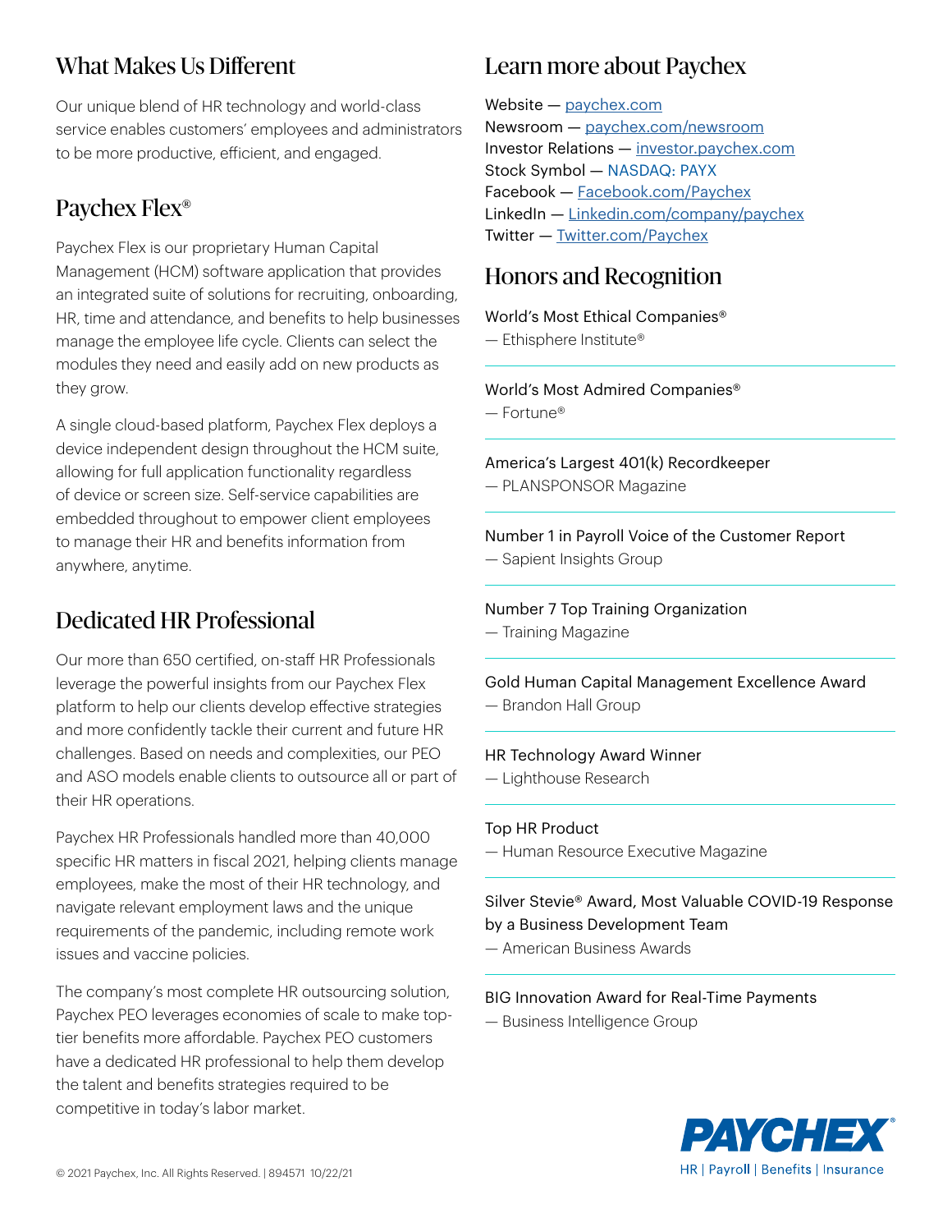## What Makes Us Different

Our unique blend of HR technology and world-class service enables customers' employees and administrators to be more productive, efficient, and engaged.

## Paychex Flex®

Paychex Flex is our proprietary Human Capital Management (HCM) software application that provides an integrated suite of solutions for recruiting, onboarding, HR, time and attendance, and benefits to help businesses manage the employee life cycle. Clients can select the modules they need and easily add on new products as they grow.

A single cloud-based platform, Paychex Flex deploys a device independent design throughout the HCM suite, allowing for full application functionality regardless of device or screen size. Self-service capabilities are embedded throughout to empower client employees to manage their HR and benefits information from anywhere, anytime.

## Dedicated HR Professional

Our more than 650 certified, on-staff HR Professionals leverage the powerful insights from our Paychex Flex platform to help our clients develop effective strategies and more confidently tackle their current and future HR challenges. Based on needs and complexities, our PEO and ASO models enable clients to outsource all or part of their HR operations.

Paychex HR Professionals handled more than 40,000 specific HR matters in fiscal 2021, helping clients manage employees, make the most of their HR technology, and navigate relevant employment laws and the unique requirements of the pandemic, including remote work issues and vaccine policies.

The company's most complete HR outsourcing solution, Paychex PEO leverages economies of scale to make top-tier benefits more affordable. Paychex PEO customers have a dedicated HR professional to help them develop the talent and benefits strategies required to be competitive in today's labor market.

## Learn more about Paychex

Website — paychex.com
Newsroom — paychex.com/newsroom
Investor Relations — investor.paychex.com
Stock Symbol — NASDAQ: PAYX
Facebook — Facebook.com/Paychex
LinkedIn — Linkedin.com/company/paychex
Twitter — Twitter.com/Paychex

## Honors and Recognition

World's Most Ethical Companies®
— Ethisphere Institute®

World's Most Admired Companies®
— Fortune®

America's Largest 401(k) Recordkeeper
— PLANSPONSOR Magazine

Number 1 in Payroll Voice of the Customer Report
— Sapient Insights Group

Number 7 Top Training Organization
— Training Magazine

Gold Human Capital Management Excellence Award
— Brandon Hall Group

HR Technology Award Winner
— Lighthouse Research

Top HR Product
— Human Resource Executive Magazine

Silver Stevie® Award, Most Valuable COVID-19 Response by a Business Development Team
— American Business Awards

BIG Innovation Award for Real-Time Payments
— Business Intelligence Group

PAYCHEX®
HR | Payroll | Benefits | Insurance

© 2021 Paychex, Inc. All Rights Reserved. | 894571 10/22/21